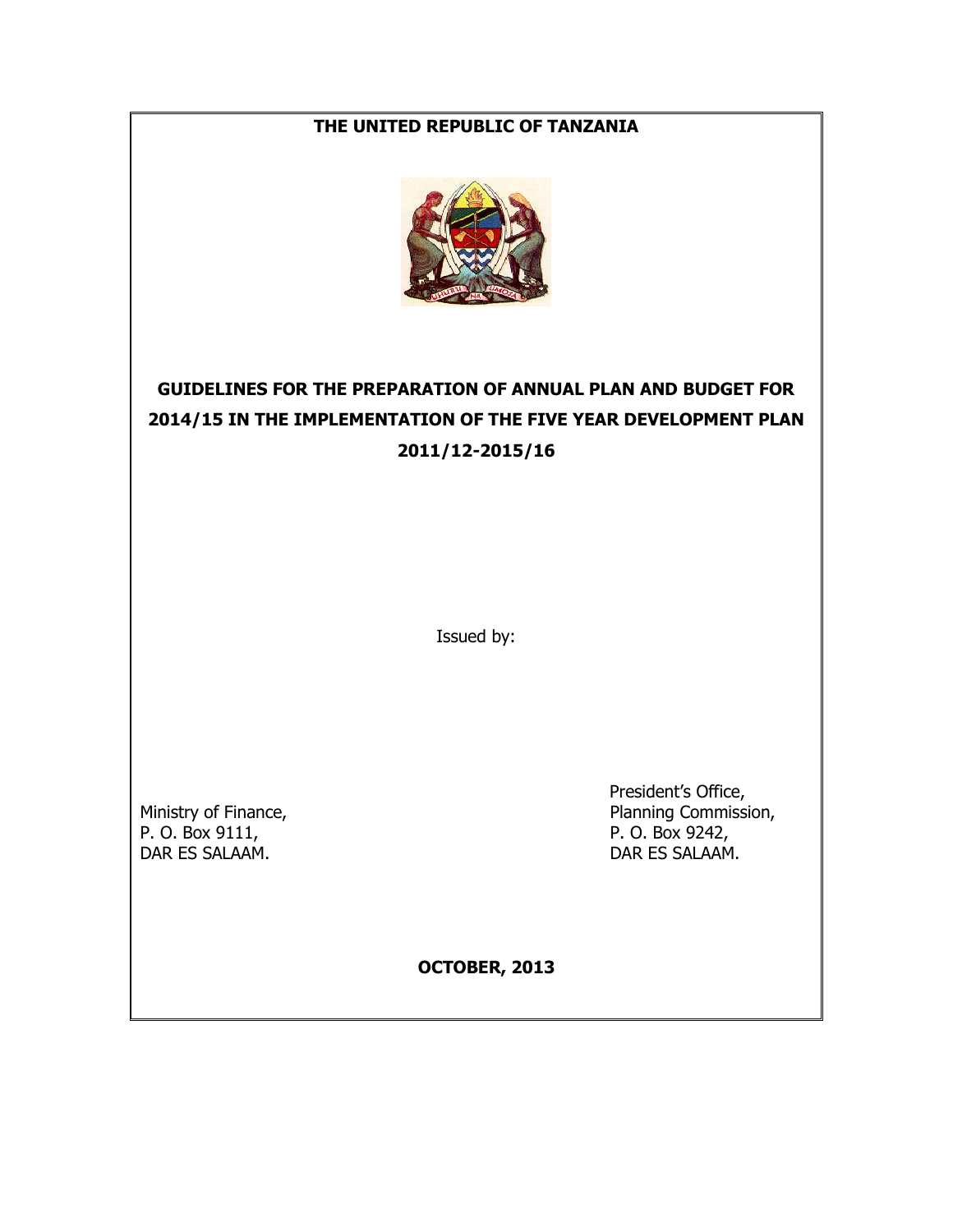**THE UNITED REPUBLIC OF TANZANIA**

# GUIDELINES FOR THE PREPARATION OF ANNUAL PLAN AND BUDGET FOR 2014/15 IN THE IMPLEMENTATION OF THE FIVE YEAR DEVELOPMENT PLAN 2011/12-2015/16

Issued by:

Ministry of Finance,
P. O. Box 9111,
DAR ES SALAAM.

President's Office,
Planning Commission,
P. O. Box 9242,
DAR ES SALAAM.

**OCTOBER, 2013**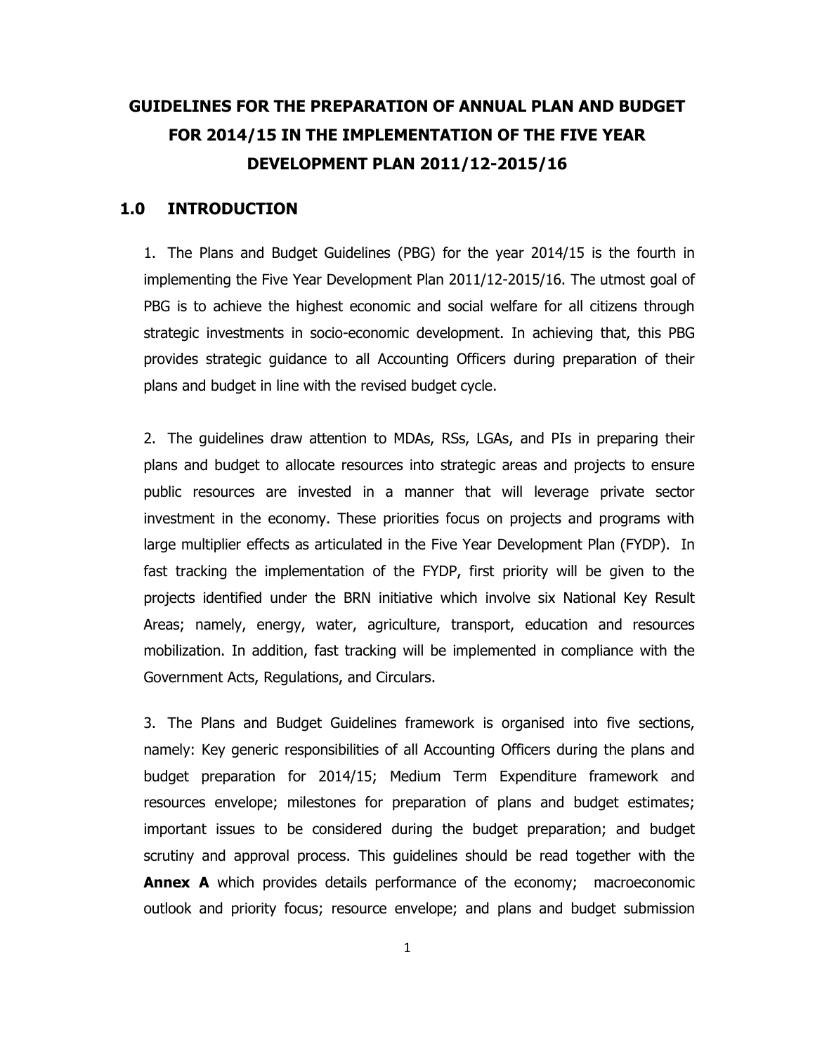# GUIDELINES FOR THE PREPARATION OF ANNUAL PLAN AND BUDGET FOR 2014/15 IN THE IMPLEMENTATION OF THE FIVE YEAR DEVELOPMENT PLAN 2011/12-2015/16

## 1.0 INTRODUCTION

1. The Plans and Budget Guidelines (PBG) for the year 2014/15 is the fourth in implementing the Five Year Development Plan 2011/12-2015/16. The utmost goal of PBG is to achieve the highest economic and social welfare for all citizens through strategic investments in socio-economic development. In achieving that, this PBG provides strategic guidance to all Accounting Officers during preparation of their plans and budget in line with the revised budget cycle.

2. The guidelines draw attention to MDAs, RSs, LGAs, and PIs in preparing their plans and budget to allocate resources into strategic areas and projects to ensure public resources are invested in a manner that will leverage private sector investment in the economy. These priorities focus on projects and programs with large multiplier effects as articulated in the Five Year Development Plan (FYDP). In fast tracking the implementation of the FYDP, first priority will be given to the projects identified under the BRN initiative which involve six National Key Result Areas; namely, energy, water, agriculture, transport, education and resources mobilization. In addition, fast tracking will be implemented in compliance with the Government Acts, Regulations, and Circulars.

3. The Plans and Budget Guidelines framework is organised into five sections, namely: Key generic responsibilities of all Accounting Officers during the plans and budget preparation for 2014/15; Medium Term Expenditure framework and resources envelope; milestones for preparation of plans and budget estimates; important issues to be considered during the budget preparation; and budget scrutiny and approval process. This guidelines should be read together with the **Annex A** which provides details performance of the economy; macroeconomic outlook and priority focus; resource envelope; and plans and budget submission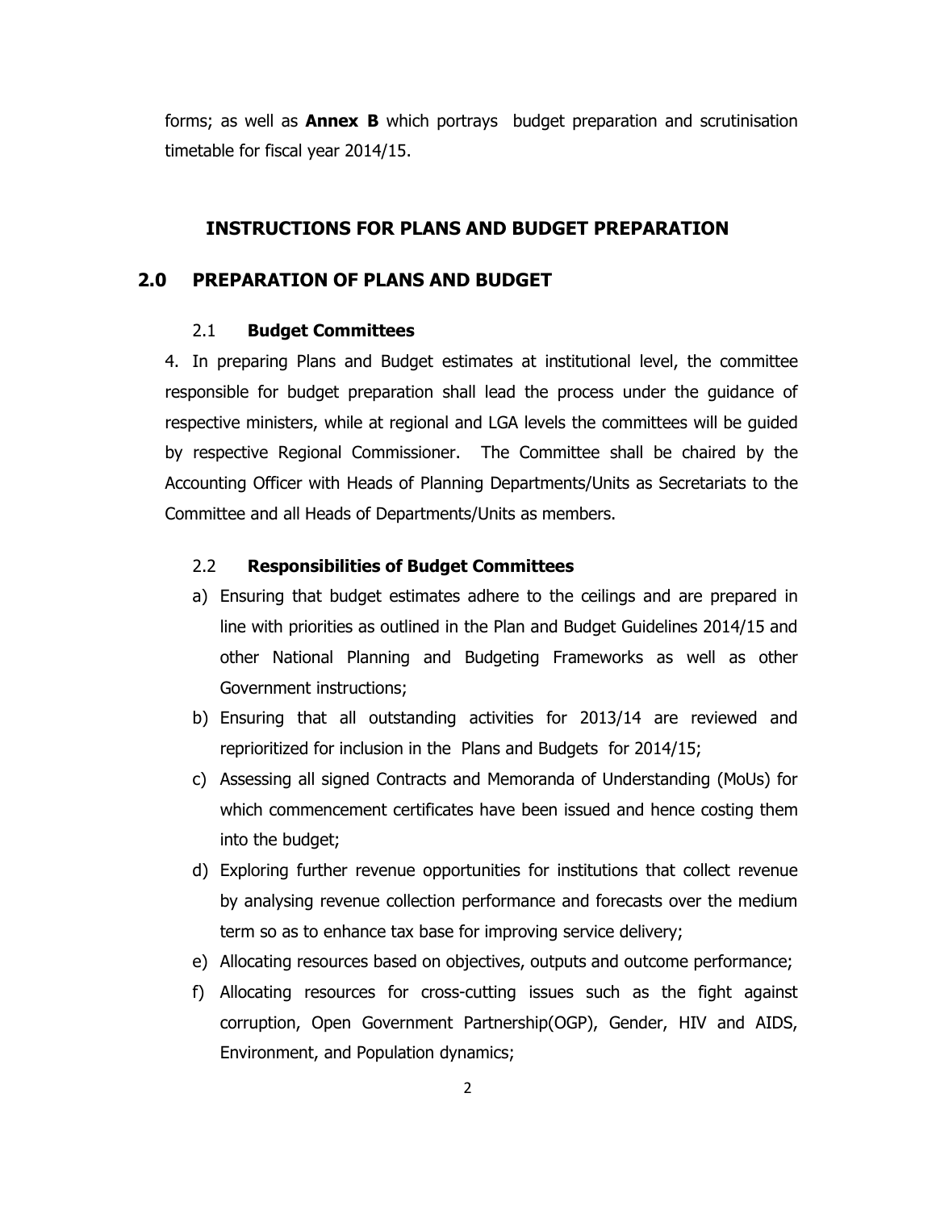forms; as well as **Annex B** which portrays budget preparation and scrutinisation timetable for fiscal year 2014/15.

## INSTRUCTIONS FOR PLANS AND BUDGET PREPARATION

## 2.0 PREPARATION OF PLANS AND BUDGET

### 2.1 Budget Committees

4. In preparing Plans and Budget estimates at institutional level, the committee responsible for budget preparation shall lead the process under the guidance of respective ministers, while at regional and LGA levels the committees will be guided by respective Regional Commissioner. The Committee shall be chaired by the Accounting Officer with Heads of Planning Departments/Units as Secretariats to the Committee and all Heads of Departments/Units as members.

### 2.2 Responsibilities of Budget Committees

a) Ensuring that budget estimates adhere to the ceilings and are prepared in line with priorities as outlined in the Plan and Budget Guidelines 2014/15 and other National Planning and Budgeting Frameworks as well as other Government instructions;
b) Ensuring that all outstanding activities for 2013/14 are reviewed and reprioritized for inclusion in the Plans and Budgets for 2014/15;
c) Assessing all signed Contracts and Memoranda of Understanding (MoUs) for which commencement certificates have been issued and hence costing them into the budget;
d) Exploring further revenue opportunities for institutions that collect revenue by analysing revenue collection performance and forecasts over the medium term so as to enhance tax base for improving service delivery;
e) Allocating resources based on objectives, outputs and outcome performance;
f) Allocating resources for cross-cutting issues such as the fight against corruption, Open Government Partnership(OGP), Gender, HIV and AIDS, Environment, and Population dynamics;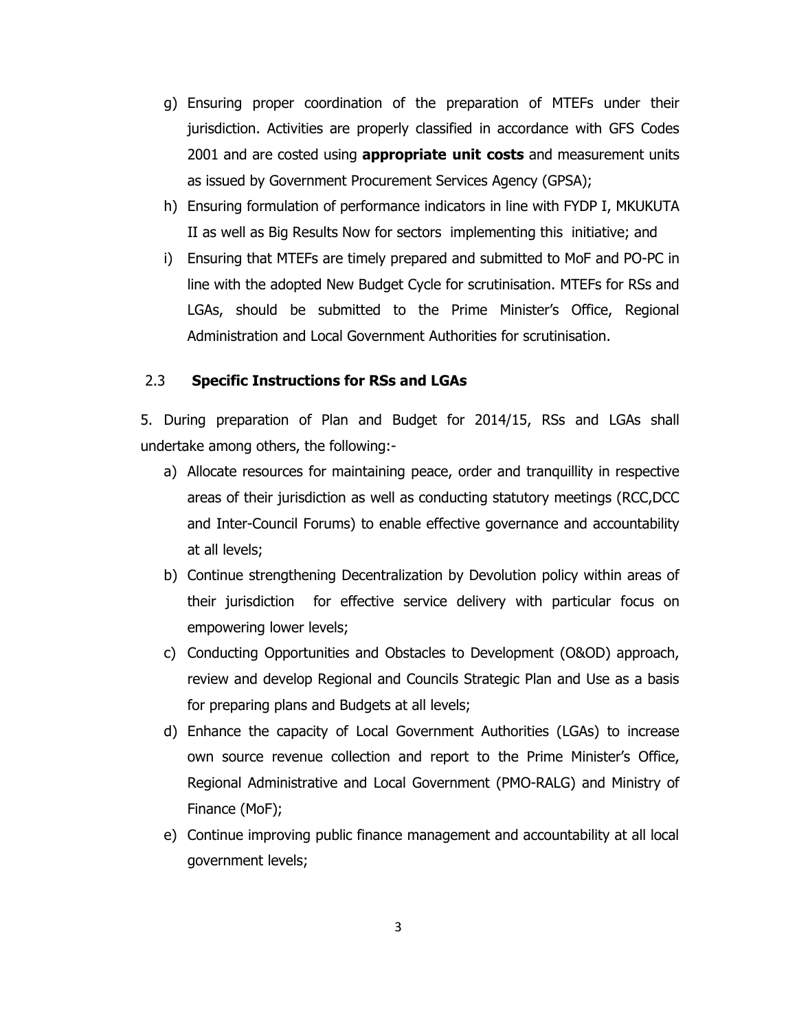g) Ensuring proper coordination of the preparation of MTEFs under their jurisdiction. Activities are properly classified in accordance with GFS Codes 2001 and are costed using **appropriate unit costs** and measurement units as issued by Government Procurement Services Agency (GPSA);

h) Ensuring formulation of performance indicators in line with FYDP I, MKUKUTA II as well as Big Results Now for sectors implementing this initiative; and

i) Ensuring that MTEFs are timely prepared and submitted to MoF and PO-PC in line with the adopted New Budget Cycle for scrutinisation. MTEFs for RSs and LGAs, should be submitted to the Prime Minister's Office, Regional Administration and Local Government Authorities for scrutinisation.

### 2.3 Specific Instructions for RSs and LGAs

5. During preparation of Plan and Budget for 2014/15, RSs and LGAs shall undertake among others, the following:-

a) Allocate resources for maintaining peace, order and tranquillity in respective areas of their jurisdiction as well as conducting statutory meetings (RCC,DCC and Inter-Council Forums) to enable effective governance and accountability at all levels;

b) Continue strengthening Decentralization by Devolution policy within areas of their jurisdiction for effective service delivery with particular focus on empowering lower levels;

c) Conducting Opportunities and Obstacles to Development (O&OD) approach, review and develop Regional and Councils Strategic Plan and Use as a basis for preparing plans and Budgets at all levels;

d) Enhance the capacity of Local Government Authorities (LGAs) to increase own source revenue collection and report to the Prime Minister's Office, Regional Administrative and Local Government (PMO-RALG) and Ministry of Finance (MoF);

e) Continue improving public finance management and accountability at all local government levels;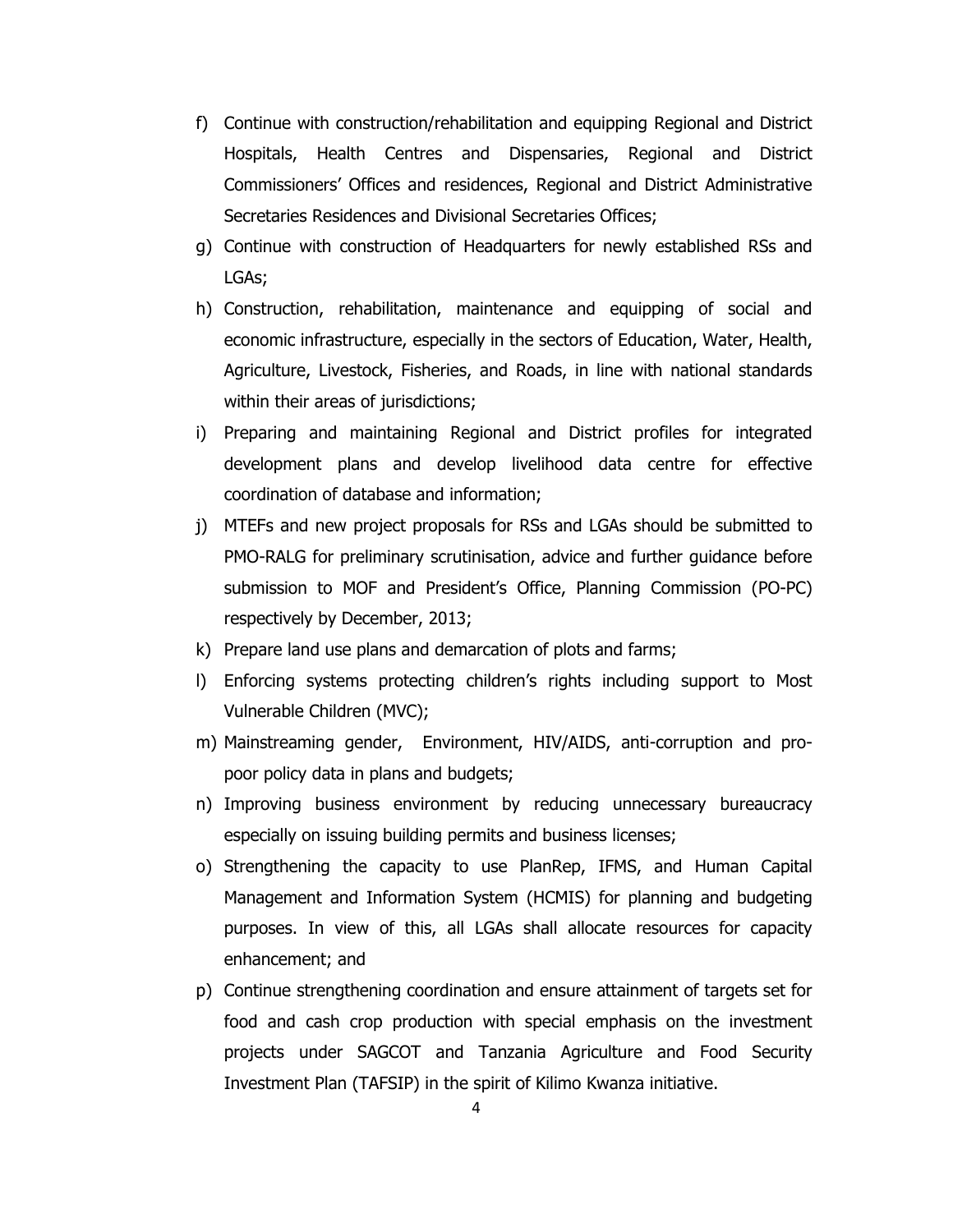f) Continue with construction/rehabilitation and equipping Regional and District Hospitals, Health Centres and Dispensaries, Regional and District Commissioners' Offices and residences, Regional and District Administrative Secretaries Residences and Divisional Secretaries Offices;
g) Continue with construction of Headquarters for newly established RSs and LGAs;
h) Construction, rehabilitation, maintenance and equipping of social and economic infrastructure, especially in the sectors of Education, Water, Health, Agriculture, Livestock, Fisheries, and Roads, in line with national standards within their areas of jurisdictions;
i) Preparing and maintaining Regional and District profiles for integrated development plans and develop livelihood data centre for effective coordination of database and information;
j) MTEFs and new project proposals for RSs and LGAs should be submitted to PMO-RALG for preliminary scrutinisation, advice and further guidance before submission to MOF and President's Office, Planning Commission (PO-PC) respectively by December, 2013;
k) Prepare land use plans and demarcation of plots and farms;
l) Enforcing systems protecting children's rights including support to Most Vulnerable Children (MVC);
m) Mainstreaming gender, Environment, HIV/AIDS, anti-corruption and pro-poor policy data in plans and budgets;
n) Improving business environment by reducing unnecessary bureaucracy especially on issuing building permits and business licenses;
o) Strengthening the capacity to use PlanRep, IFMS, and Human Capital Management and Information System (HCMIS) for planning and budgeting purposes. In view of this, all LGAs shall allocate resources for capacity enhancement; and
p) Continue strengthening coordination and ensure attainment of targets set for food and cash crop production with special emphasis on the investment projects under SAGCOT and Tanzania Agriculture and Food Security Investment Plan (TAFSIP) in the spirit of Kilimo Kwanza initiative.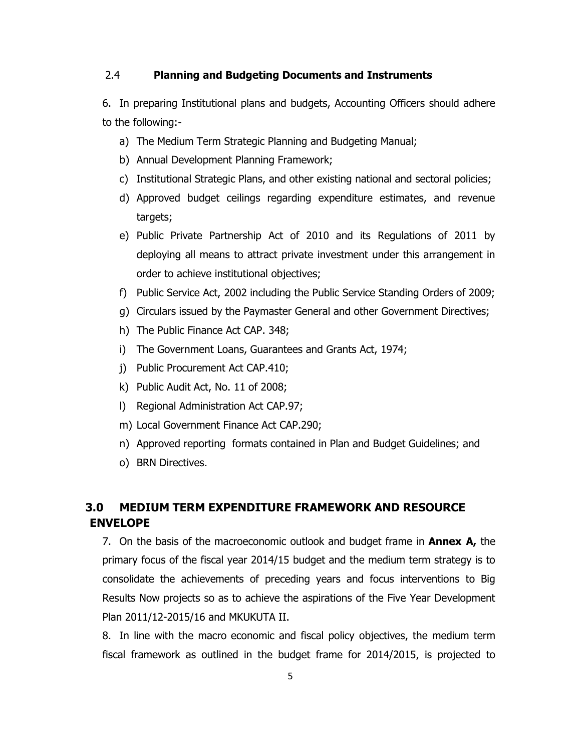### 2.4 Planning and Budgeting Documents and Instruments

6. In preparing Institutional plans and budgets, Accounting Officers should adhere to the following:-

   a) The Medium Term Strategic Planning and Budgeting Manual;
   b) Annual Development Planning Framework;
   c) Institutional Strategic Plans, and other existing national and sectoral policies;
   d) Approved budget ceilings regarding expenditure estimates, and revenue targets;
   e) Public Private Partnership Act of 2010 and its Regulations of 2011 by deploying all means to attract private investment under this arrangement in order to achieve institutional objectives;
   f) Public Service Act, 2002 including the Public Service Standing Orders of 2009;
   g) Circulars issued by the Paymaster General and other Government Directives;
   h) The Public Finance Act CAP. 348;
   i) The Government Loans, Guarantees and Grants Act, 1974;
   j) Public Procurement Act CAP.410;
   k) Public Audit Act, No. 11 of 2008;
   l) Regional Administration Act CAP.97;
   m) Local Government Finance Act CAP.290;
   n) Approved reporting formats contained in Plan and Budget Guidelines; and
   o) BRN Directives.

## 3.0 MEDIUM TERM EXPENDITURE FRAMEWORK AND RESOURCE ENVELOPE

7. On the basis of the macroeconomic outlook and budget frame in **Annex A,** the primary focus of the fiscal year 2014/15 budget and the medium term strategy is to consolidate the achievements of preceding years and focus interventions to Big Results Now projects so as to achieve the aspirations of the Five Year Development Plan 2011/12-2015/16 and MKUKUTA II.

8. In line with the macro economic and fiscal policy objectives, the medium term fiscal framework as outlined in the budget frame for 2014/2015, is projected to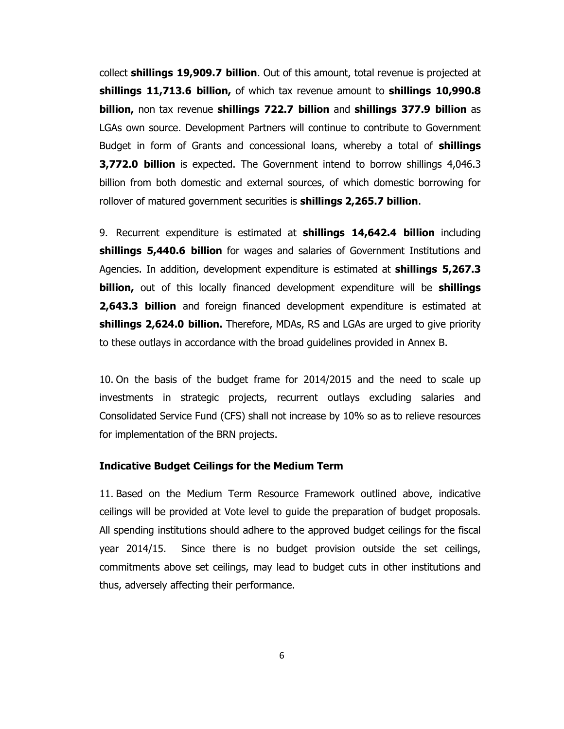collect **shillings 19,909.7 billion**. Out of this amount, total revenue is projected at **shillings 11,713.6 billion,** of which tax revenue amount to **shillings 10,990.8 billion,** non tax revenue **shillings 722.7 billion** and **shillings 377.9 billion** as LGAs own source. Development Partners will continue to contribute to Government Budget in form of Grants and concessional loans, whereby a total of **shillings 3,772.0 billion** is expected. The Government intend to borrow shillings 4,046.3 billion from both domestic and external sources, of which domestic borrowing for rollover of matured government securities is **shillings 2,265.7 billion**.

9. Recurrent expenditure is estimated at **shillings 14,642.4 billion** including **shillings 5,440.6 billion** for wages and salaries of Government Institutions and Agencies. In addition, development expenditure is estimated at **shillings 5,267.3 billion,** out of this locally financed development expenditure will be **shillings 2,643.3 billion** and foreign financed development expenditure is estimated at **shillings 2,624.0 billion.** Therefore, MDAs, RS and LGAs are urged to give priority to these outlays in accordance with the broad guidelines provided in Annex B.

10. On the basis of the budget frame for 2014/2015 and the need to scale up investments in strategic projects, recurrent outlays excluding salaries and Consolidated Service Fund (CFS) shall not increase by 10% so as to relieve resources for implementation of the BRN projects.

### Indicative Budget Ceilings for the Medium Term

11. Based on the Medium Term Resource Framework outlined above, indicative ceilings will be provided at Vote level to guide the preparation of budget proposals. All spending institutions should adhere to the approved budget ceilings for the fiscal year 2014/15. Since there is no budget provision outside the set ceilings, commitments above set ceilings, may lead to budget cuts in other institutions and thus, adversely affecting their performance.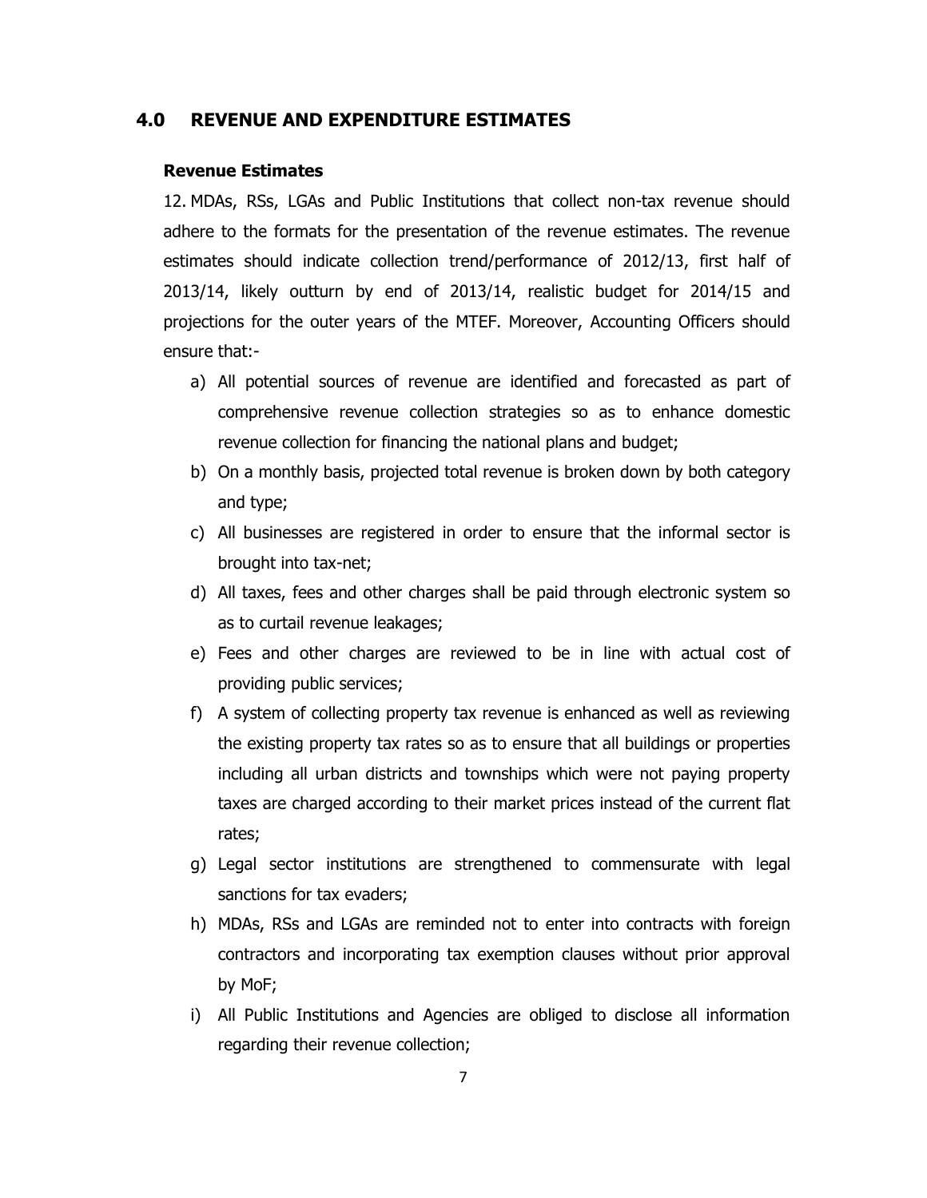## 4.0 REVENUE AND EXPENDITURE ESTIMATES

### Revenue Estimates

12. MDAs, RSs, LGAs and Public Institutions that collect non-tax revenue should adhere to the formats for the presentation of the revenue estimates. The revenue estimates should indicate collection trend/performance of 2012/13, first half of 2013/14, likely outturn by end of 2013/14, realistic budget for 2014/15 and projections for the outer years of the MTEF. Moreover, Accounting Officers should ensure that:-

a) All potential sources of revenue are identified and forecasted as part of comprehensive revenue collection strategies so as to enhance domestic revenue collection for financing the national plans and budget;

b) On a monthly basis, projected total revenue is broken down by both category and type;

c) All businesses are registered in order to ensure that the informal sector is brought into tax-net;

d) All taxes, fees and other charges shall be paid through electronic system so as to curtail revenue leakages;

e) Fees and other charges are reviewed to be in line with actual cost of providing public services;

f) A system of collecting property tax revenue is enhanced as well as reviewing the existing property tax rates so as to ensure that all buildings or properties including all urban districts and townships which were not paying property taxes are charged according to their market prices instead of the current flat rates;

g) Legal sector institutions are strengthened to commensurate with legal sanctions for tax evaders;

h) MDAs, RSs and LGAs are reminded not to enter into contracts with foreign contractors and incorporating tax exemption clauses without prior approval by MoF;

i) All Public Institutions and Agencies are obliged to disclose all information regarding their revenue collection;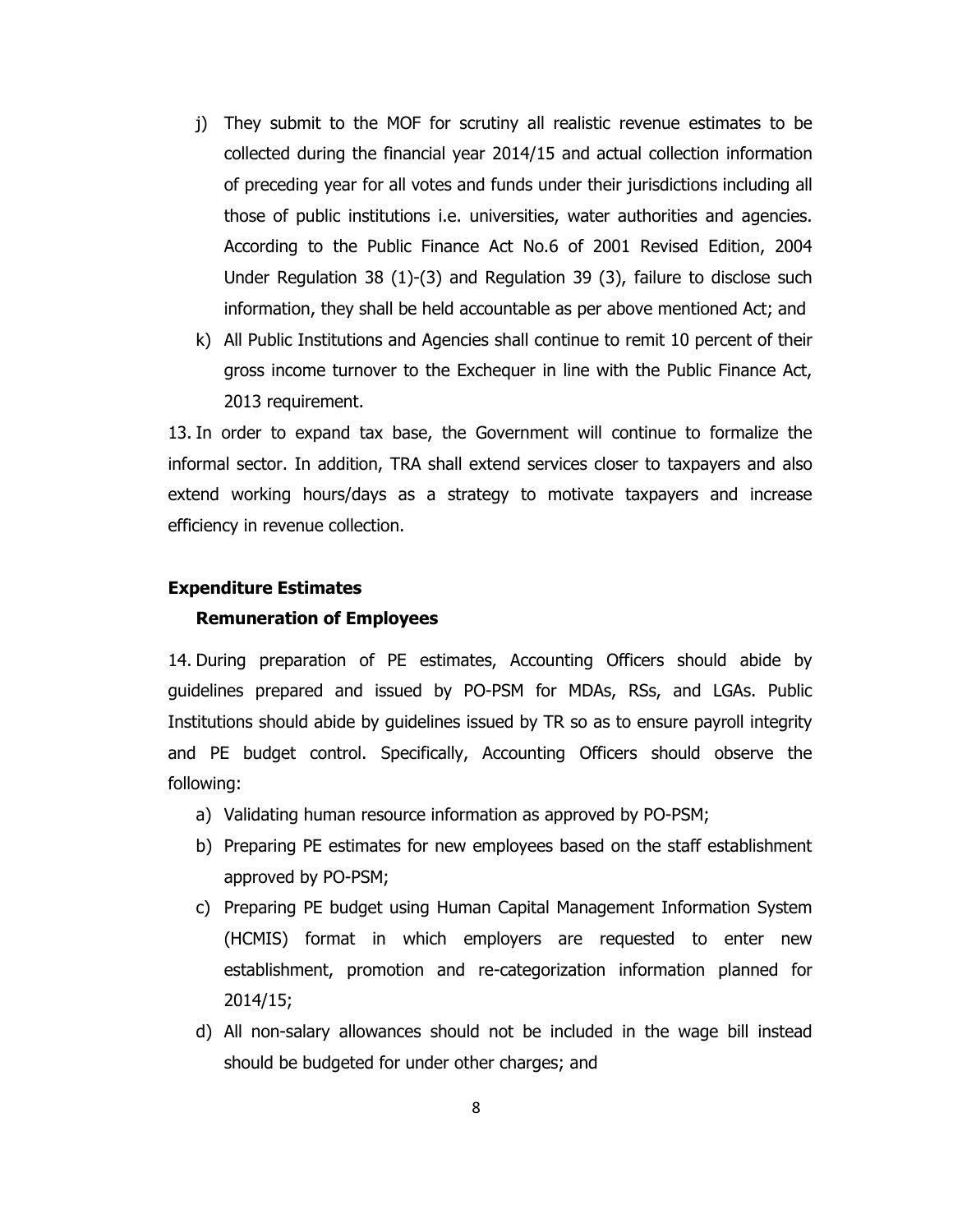j) They submit to the MOF for scrutiny all realistic revenue estimates to be collected during the financial year 2014/15 and actual collection information of preceding year for all votes and funds under their jurisdictions including all those of public institutions i.e. universities, water authorities and agencies. According to the Public Finance Act No.6 of 2001 Revised Edition, 2004 Under Regulation 38 (1)-(3) and Regulation 39 (3), failure to disclose such information, they shall be held accountable as per above mentioned Act; and

k) All Public Institutions and Agencies shall continue to remit 10 percent of their gross income turnover to the Exchequer in line with the Public Finance Act, 2013 requirement.

13. In order to expand tax base, the Government will continue to formalize the informal sector. In addition, TRA shall extend services closer to taxpayers and also extend working hours/days as a strategy to motivate taxpayers and increase efficiency in revenue collection.

## Expenditure Estimates

### Remuneration of Employees

14. During preparation of PE estimates, Accounting Officers should abide by guidelines prepared and issued by PO-PSM for MDAs, RSs, and LGAs. Public Institutions should abide by guidelines issued by TR so as to ensure payroll integrity and PE budget control. Specifically, Accounting Officers should observe the following:

a) Validating human resource information as approved by PO-PSM;

b) Preparing PE estimates for new employees based on the staff establishment approved by PO-PSM;

c) Preparing PE budget using Human Capital Management Information System (HCMIS) format in which employers are requested to enter new establishment, promotion and re-categorization information planned for 2014/15;

d) All non-salary allowances should not be included in the wage bill instead should be budgeted for under other charges; and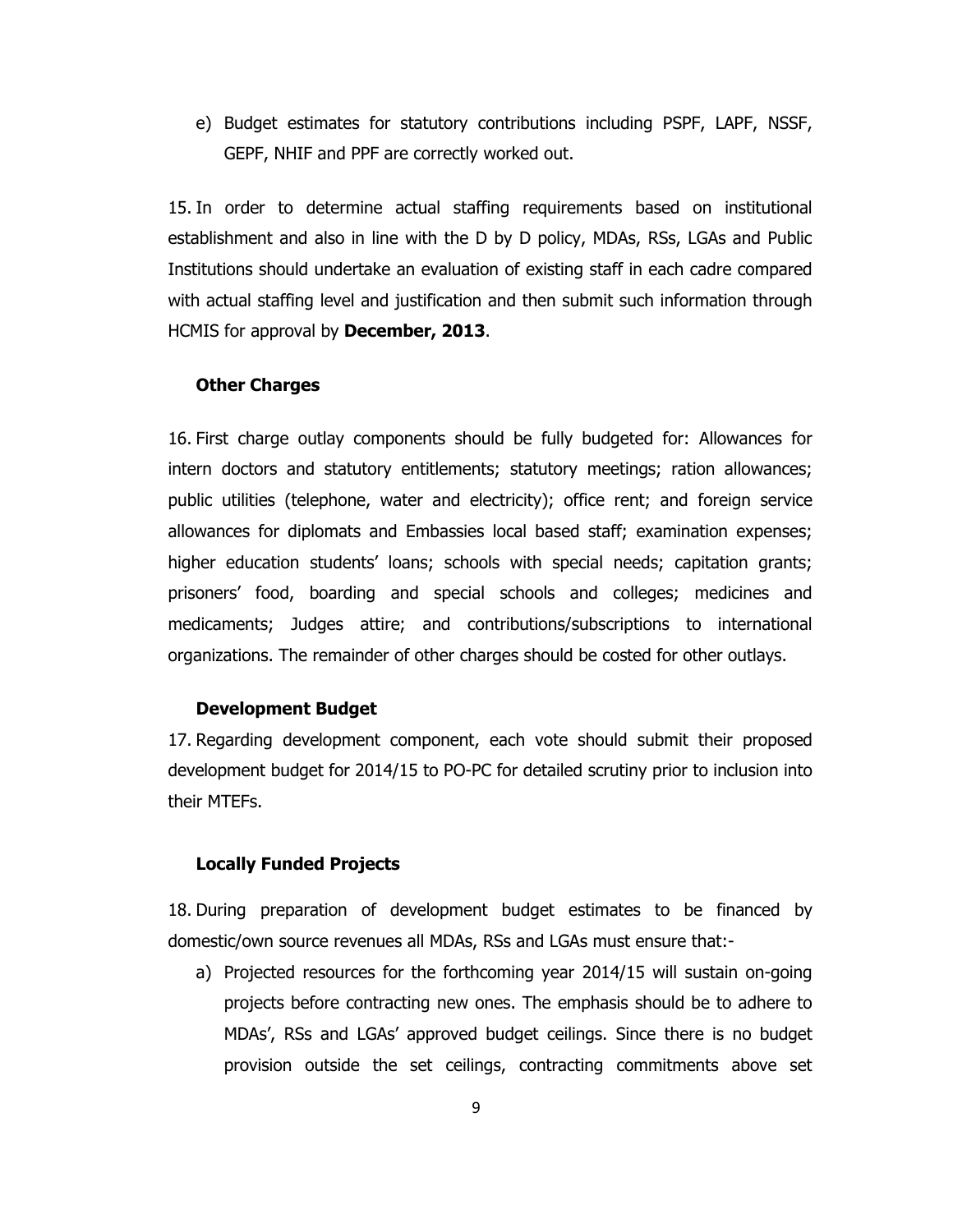e) Budget estimates for statutory contributions including PSPF, LAPF, NSSF, GEPF, NHIF and PPF are correctly worked out.

15. In order to determine actual staffing requirements based on institutional establishment and also in line with the D by D policy, MDAs, RSs, LGAs and Public Institutions should undertake an evaluation of existing staff in each cadre compared with actual staffing level and justification and then submit such information through HCMIS for approval by **December, 2013**.

### Other Charges

16. First charge outlay components should be fully budgeted for: Allowances for intern doctors and statutory entitlements; statutory meetings; ration allowances; public utilities (telephone, water and electricity); office rent; and foreign service allowances for diplomats and Embassies local based staff; examination expenses; higher education students' loans; schools with special needs; capitation grants; prisoners' food, boarding and special schools and colleges; medicines and medicaments; Judges attire; and contributions/subscriptions to international organizations. The remainder of other charges should be costed for other outlays.

### Development Budget

17. Regarding development component, each vote should submit their proposed development budget for 2014/15 to PO-PC for detailed scrutiny prior to inclusion into their MTEFs.

### Locally Funded Projects

18. During preparation of development budget estimates to be financed by domestic/own source revenues all MDAs, RSs and LGAs must ensure that:-

a) Projected resources for the forthcoming year 2014/15 will sustain on-going projects before contracting new ones. The emphasis should be to adhere to MDAs', RSs and LGAs' approved budget ceilings. Since there is no budget provision outside the set ceilings, contracting commitments above set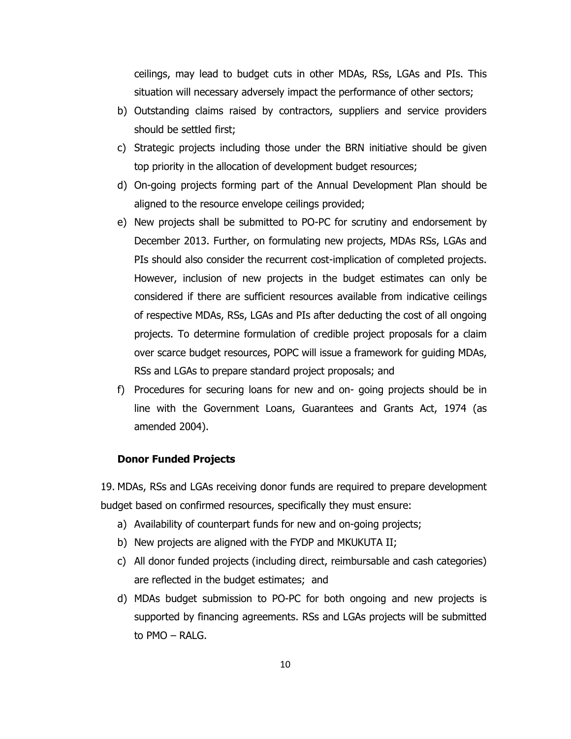ceilings, may lead to budget cuts in other MDAs, RSs, LGAs and PIs. This situation will necessary adversely impact the performance of other sectors;

b) Outstanding claims raised by contractors, suppliers and service providers should be settled first;
c) Strategic projects including those under the BRN initiative should be given top priority in the allocation of development budget resources;
d) On-going projects forming part of the Annual Development Plan should be aligned to the resource envelope ceilings provided;
e) New projects shall be submitted to PO-PC for scrutiny and endorsement by December 2013. Further, on formulating new projects, MDAs RSs, LGAs and PIs should also consider the recurrent cost-implication of completed projects. However, inclusion of new projects in the budget estimates can only be considered if there are sufficient resources available from indicative ceilings of respective MDAs, RSs, LGAs and PIs after deducting the cost of all ongoing projects. To determine formulation of credible project proposals for a claim over scarce budget resources, POPC will issue a framework for guiding MDAs, RSs and LGAs to prepare standard project proposals; and
f) Procedures for securing loans for new and on- going projects should be in line with the Government Loans, Guarantees and Grants Act, 1974 (as amended 2004).

**Donor Funded Projects**

19. MDAs, RSs and LGAs receiving donor funds are required to prepare development budget based on confirmed resources, specifically they must ensure:

a) Availability of counterpart funds for new and on-going projects;
b) New projects are aligned with the FYDP and MKUKUTA II;
c) All donor funded projects (including direct, reimbursable and cash categories) are reflected in the budget estimates; and
d) MDAs budget submission to PO-PC for both ongoing and new projects is supported by financing agreements. RSs and LGAs projects will be submitted to PMO – RALG.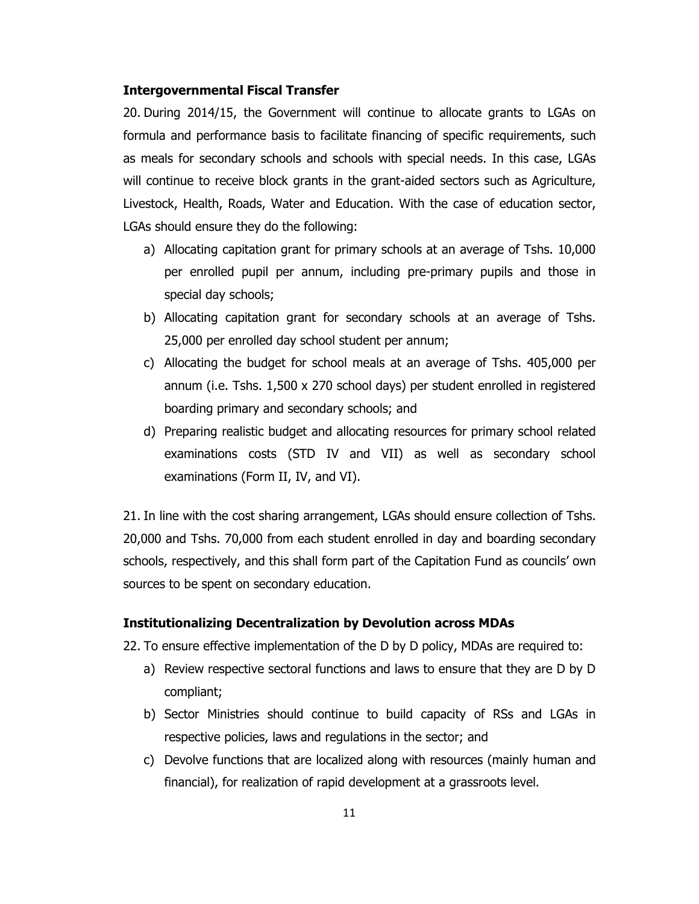**Intergovernmental Fiscal Transfer**

20. During 2014/15, the Government will continue to allocate grants to LGAs on formula and performance basis to facilitate financing of specific requirements, such as meals for secondary schools and schools with special needs. In this case, LGAs will continue to receive block grants in the grant-aided sectors such as Agriculture, Livestock, Health, Roads, Water and Education. With the case of education sector, LGAs should ensure they do the following:

   a) Allocating capitation grant for primary schools at an average of Tshs. 10,000 per enrolled pupil per annum, including pre-primary pupils and those in special day schools;

   b) Allocating capitation grant for secondary schools at an average of Tshs. 25,000 per enrolled day school student per annum;

   c) Allocating the budget for school meals at an average of Tshs. 405,000 per annum (i.e. Tshs. 1,500 x 270 school days) per student enrolled in registered boarding primary and secondary schools; and

   d) Preparing realistic budget and allocating resources for primary school related examinations costs (STD IV and VII) as well as secondary school examinations (Form II, IV, and VI).

21. In line with the cost sharing arrangement, LGAs should ensure collection of Tshs. 20,000 and Tshs. 70,000 from each student enrolled in day and boarding secondary schools, respectively, and this shall form part of the Capitation Fund as councils' own sources to be spent on secondary education.

**Institutionalizing Decentralization by Devolution across MDAs**

22. To ensure effective implementation of the D by D policy, MDAs are required to:

   a) Review respective sectoral functions and laws to ensure that they are D by D compliant;

   b) Sector Ministries should continue to build capacity of RSs and LGAs in respective policies, laws and regulations in the sector; and

   c) Devolve functions that are localized along with resources (mainly human and financial), for realization of rapid development at a grassroots level.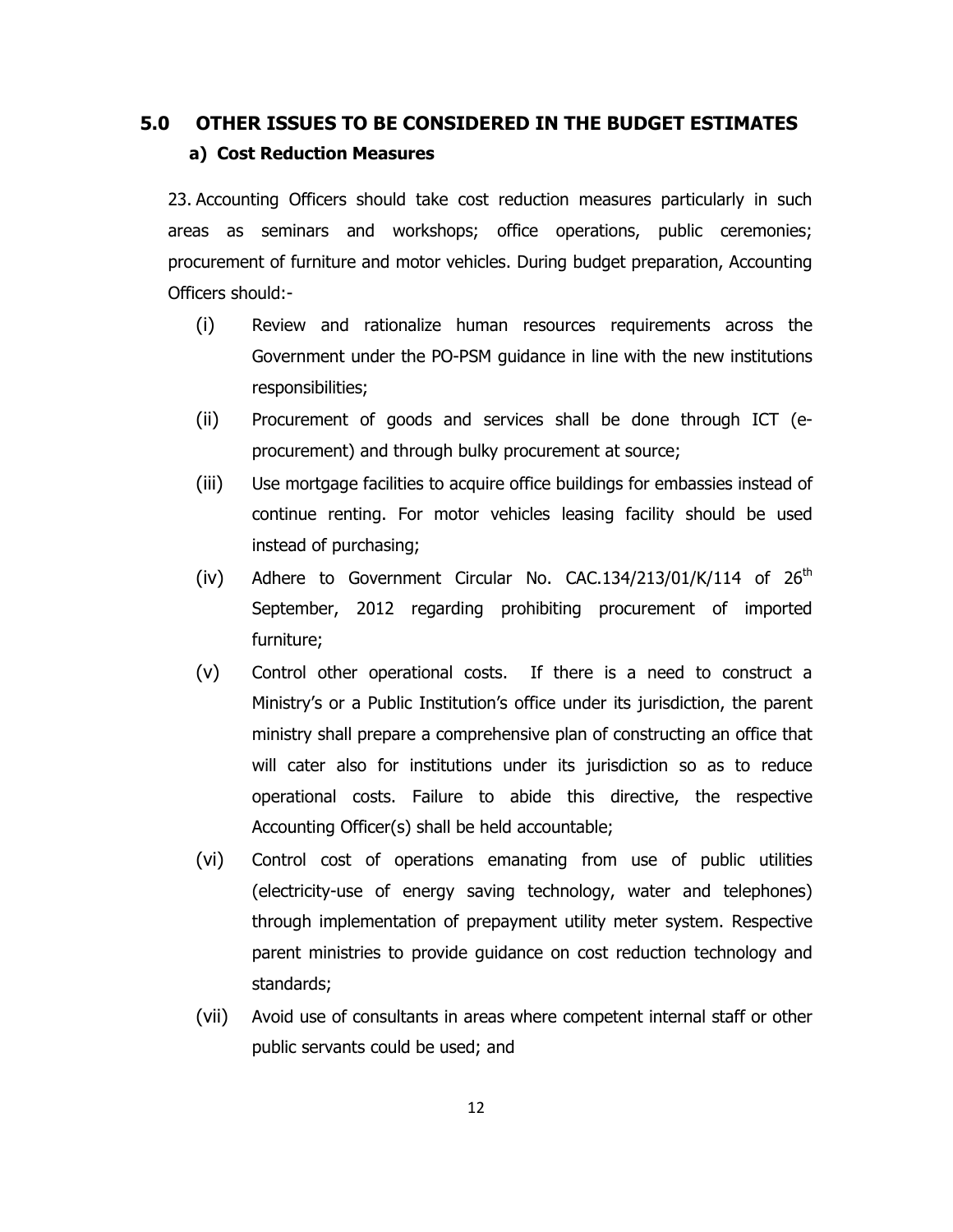## 5.0 OTHER ISSUES TO BE CONSIDERED IN THE BUDGET ESTIMATES

### a) Cost Reduction Measures

23. Accounting Officers should take cost reduction measures particularly in such areas as seminars and workshops; office operations, public ceremonies; procurement of furniture and motor vehicles. During budget preparation, Accounting Officers should:-

(i) Review and rationalize human resources requirements across the Government under the PO-PSM guidance in line with the new institutions responsibilities;

(ii) Procurement of goods and services shall be done through ICT (e-procurement) and through bulky procurement at source;

(iii) Use mortgage facilities to acquire office buildings for embassies instead of continue renting. For motor vehicles leasing facility should be used instead of purchasing;

(iv) Adhere to Government Circular No. CAC.134/213/01/K/114 of 26th September, 2012 regarding prohibiting procurement of imported furniture;

(v) Control other operational costs. If there is a need to construct a Ministry's or a Public Institution's office under its jurisdiction, the parent ministry shall prepare a comprehensive plan of constructing an office that will cater also for institutions under its jurisdiction so as to reduce operational costs. Failure to abide this directive, the respective Accounting Officer(s) shall be held accountable;

(vi) Control cost of operations emanating from use of public utilities (electricity-use of energy saving technology, water and telephones) through implementation of prepayment utility meter system. Respective parent ministries to provide guidance on cost reduction technology and standards;

(vii) Avoid use of consultants in areas where competent internal staff or other public servants could be used; and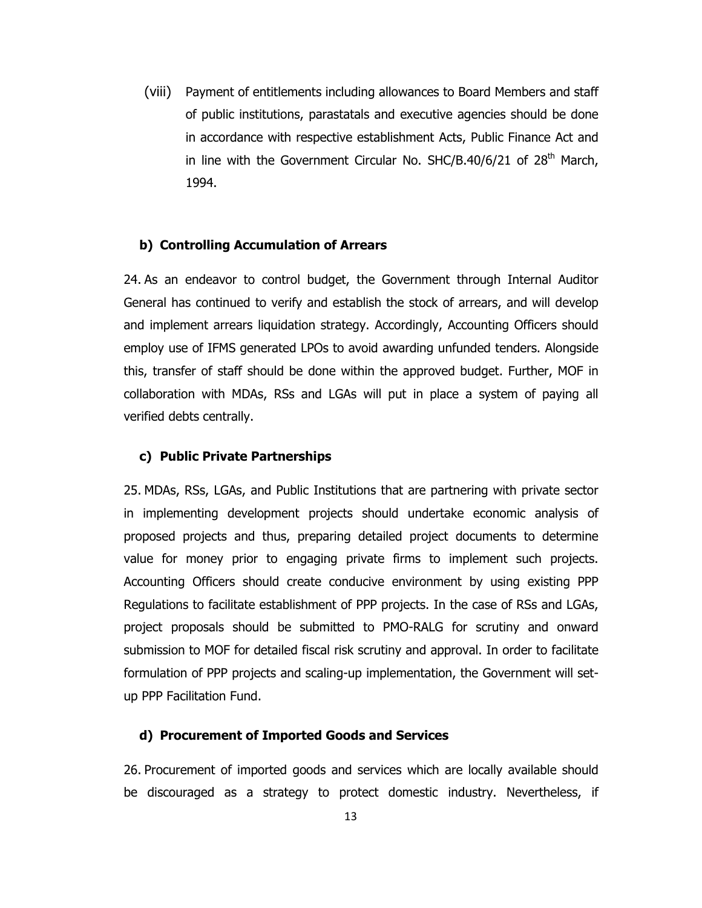(viii) Payment of entitlements including allowances to Board Members and staff of public institutions, parastatals and executive agencies should be done in accordance with respective establishment Acts, Public Finance Act and in line with the Government Circular No. SHC/B.40/6/21 of 28th March, 1994.

### b) Controlling Accumulation of Arrears

24. As an endeavor to control budget, the Government through Internal Auditor General has continued to verify and establish the stock of arrears, and will develop and implement arrears liquidation strategy. Accordingly, Accounting Officers should employ use of IFMS generated LPOs to avoid awarding unfunded tenders. Alongside this, transfer of staff should be done within the approved budget. Further, MOF in collaboration with MDAs, RSs and LGAs will put in place a system of paying all verified debts centrally.

### c) Public Private Partnerships

25. MDAs, RSs, LGAs, and Public Institutions that are partnering with private sector in implementing development projects should undertake economic analysis of proposed projects and thus, preparing detailed project documents to determine value for money prior to engaging private firms to implement such projects. Accounting Officers should create conducive environment by using existing PPP Regulations to facilitate establishment of PPP projects. In the case of RSs and LGAs, project proposals should be submitted to PMO-RALG for scrutiny and onward submission to MOF for detailed fiscal risk scrutiny and approval. In order to facilitate formulation of PPP projects and scaling-up implementation, the Government will set-up PPP Facilitation Fund.

### d) Procurement of Imported Goods and Services

26. Procurement of imported goods and services which are locally available should be discouraged as a strategy to protect domestic industry. Nevertheless, if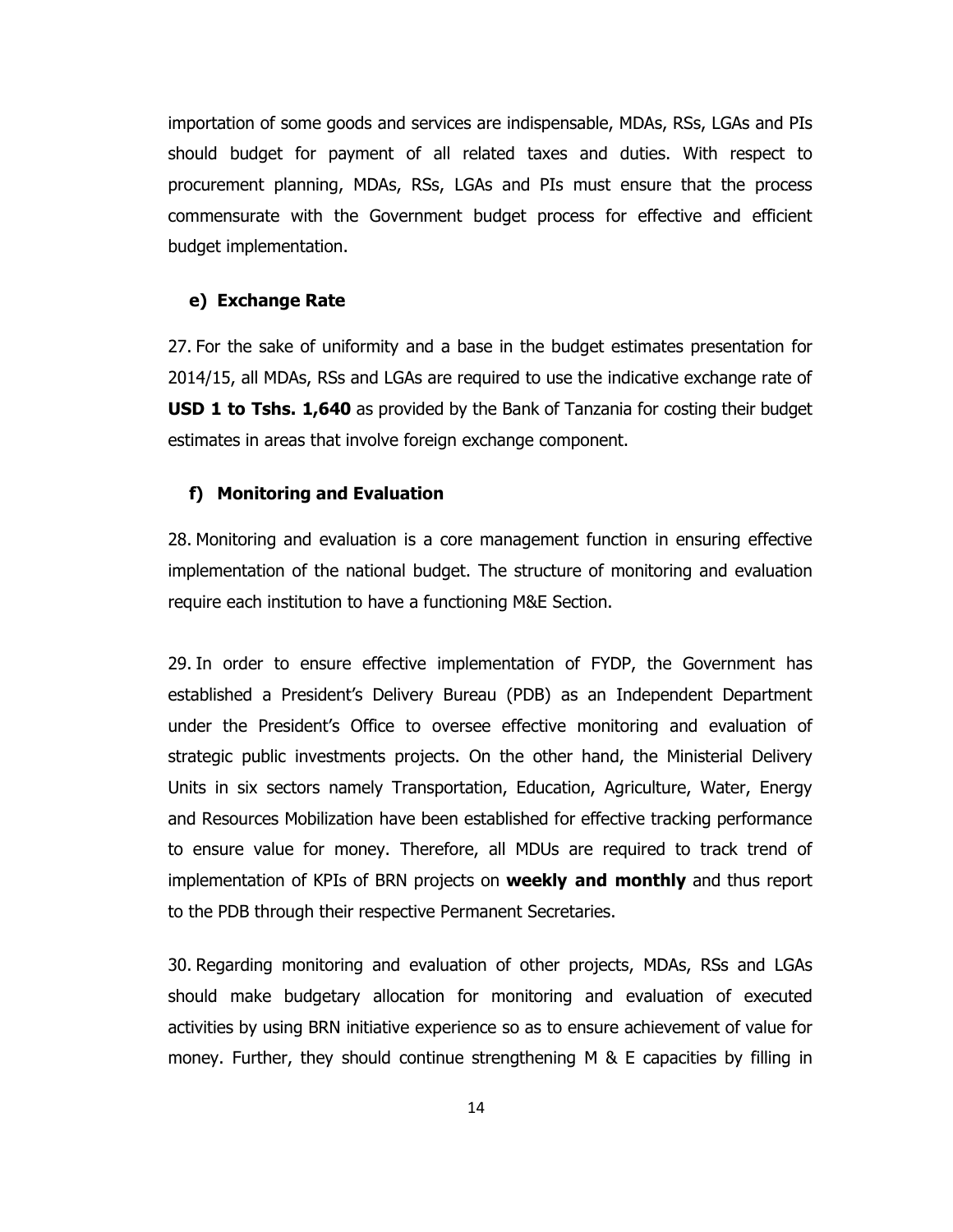importation of some goods and services are indispensable, MDAs, RSs, LGAs and PIs should budget for payment of all related taxes and duties. With respect to procurement planning, MDAs, RSs, LGAs and PIs must ensure that the process commensurate with the Government budget process for effective and efficient budget implementation.

### e) Exchange Rate

27. For the sake of uniformity and a base in the budget estimates presentation for 2014/15, all MDAs, RSs and LGAs are required to use the indicative exchange rate of **USD 1 to Tshs. 1,640** as provided by the Bank of Tanzania for costing their budget estimates in areas that involve foreign exchange component.

### f) Monitoring and Evaluation

28. Monitoring and evaluation is a core management function in ensuring effective implementation of the national budget. The structure of monitoring and evaluation require each institution to have a functioning M&E Section.

29. In order to ensure effective implementation of FYDP, the Government has established a President's Delivery Bureau (PDB) as an Independent Department under the President's Office to oversee effective monitoring and evaluation of strategic public investments projects. On the other hand, the Ministerial Delivery Units in six sectors namely Transportation, Education, Agriculture, Water, Energy and Resources Mobilization have been established for effective tracking performance to ensure value for money. Therefore, all MDUs are required to track trend of implementation of KPIs of BRN projects on **weekly and monthly** and thus report to the PDB through their respective Permanent Secretaries.

30. Regarding monitoring and evaluation of other projects, MDAs, RSs and LGAs should make budgetary allocation for monitoring and evaluation of executed activities by using BRN initiative experience so as to ensure achievement of value for money. Further, they should continue strengthening M & E capacities by filling in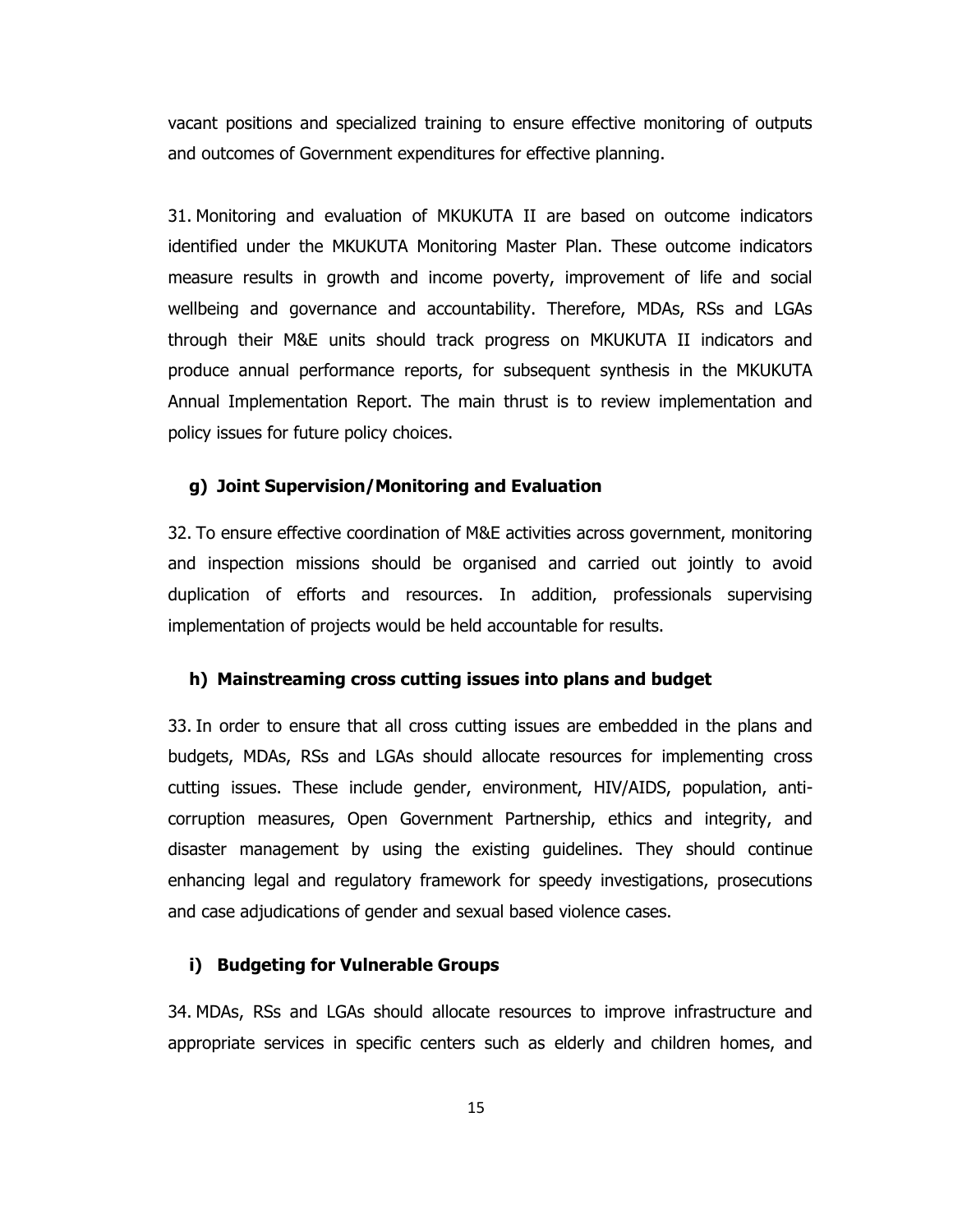vacant positions and specialized training to ensure effective monitoring of outputs and outcomes of Government expenditures for effective planning.

31. Monitoring and evaluation of MKUKUTA II are based on outcome indicators identified under the MKUKUTA Monitoring Master Plan. These outcome indicators measure results in growth and income poverty, improvement of life and social wellbeing and governance and accountability. Therefore, MDAs, RSs and LGAs through their M&E units should track progress on MKUKUTA II indicators and produce annual performance reports, for subsequent synthesis in the MKUKUTA Annual Implementation Report. The main thrust is to review implementation and policy issues for future policy choices.

**g) Joint Supervision/Monitoring and Evaluation**

32. To ensure effective coordination of M&E activities across government, monitoring and inspection missions should be organised and carried out jointly to avoid duplication of efforts and resources. In addition, professionals supervising implementation of projects would be held accountable for results.

**h) Mainstreaming cross cutting issues into plans and budget**

33. In order to ensure that all cross cutting issues are embedded in the plans and budgets, MDAs, RSs and LGAs should allocate resources for implementing cross cutting issues. These include gender, environment, HIV/AIDS, population, anti-corruption measures, Open Government Partnership, ethics and integrity, and disaster management by using the existing guidelines. They should continue enhancing legal and regulatory framework for speedy investigations, prosecutions and case adjudications of gender and sexual based violence cases.

**i) Budgeting for Vulnerable Groups**

34. MDAs, RSs and LGAs should allocate resources to improve infrastructure and appropriate services in specific centers such as elderly and children homes, and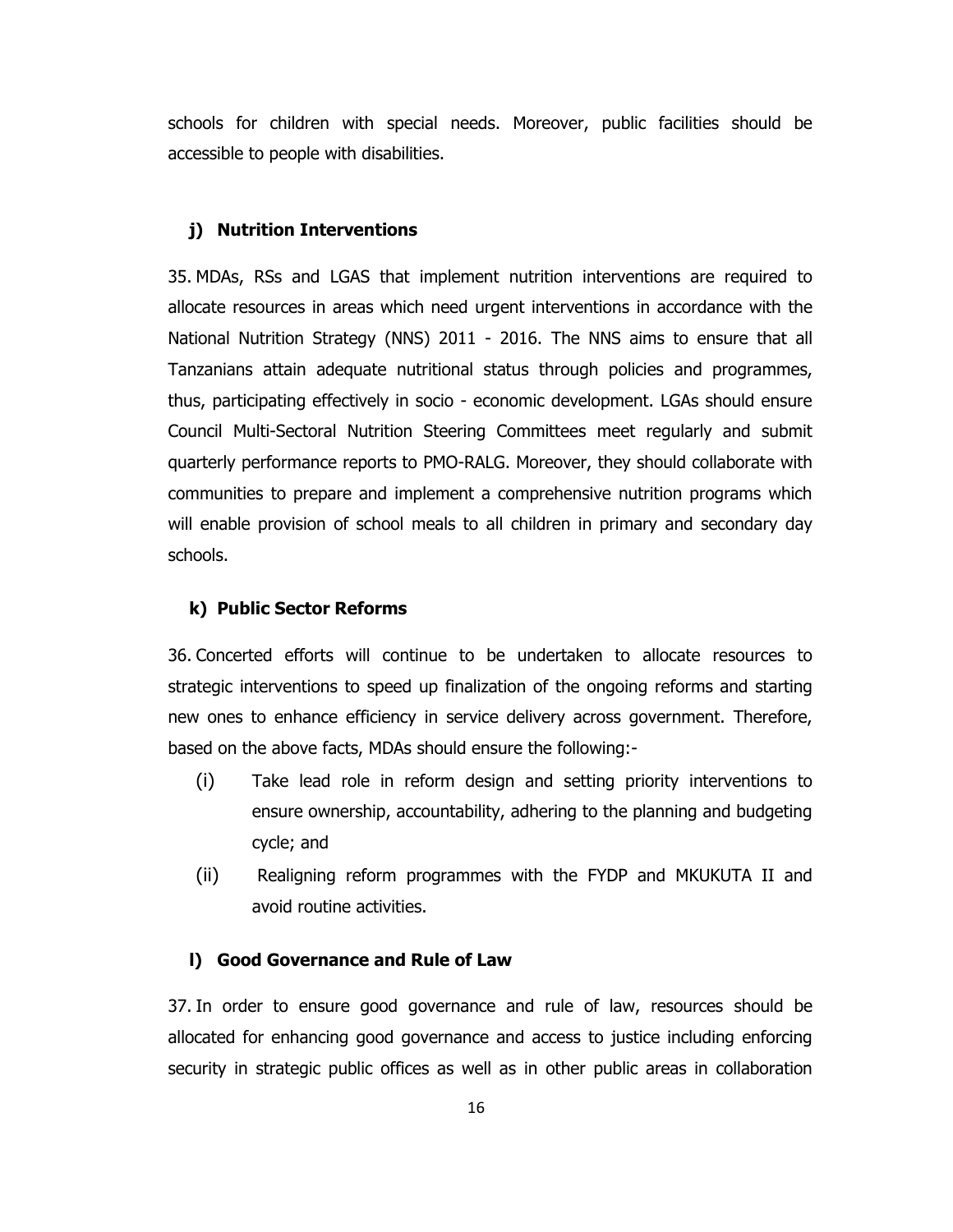schools for children with special needs. Moreover, public facilities should be accessible to people with disabilities.

### j) Nutrition Interventions

35. MDAs, RSs and LGAS that implement nutrition interventions are required to allocate resources in areas which need urgent interventions in accordance with the National Nutrition Strategy (NNS) 2011 - 2016. The NNS aims to ensure that all Tanzanians attain adequate nutritional status through policies and programmes, thus, participating effectively in socio - economic development. LGAs should ensure Council Multi-Sectoral Nutrition Steering Committees meet regularly and submit quarterly performance reports to PMO-RALG. Moreover, they should collaborate with communities to prepare and implement a comprehensive nutrition programs which will enable provision of school meals to all children in primary and secondary day schools.

### k) Public Sector Reforms

36. Concerted efforts will continue to be undertaken to allocate resources to strategic interventions to speed up finalization of the ongoing reforms and starting new ones to enhance efficiency in service delivery across government. Therefore, based on the above facts, MDAs should ensure the following:-

(i) Take lead role in reform design and setting priority interventions to ensure ownership, accountability, adhering to the planning and budgeting cycle; and

(ii) Realigning reform programmes with the FYDP and MKUKUTA II and avoid routine activities.

### l) Good Governance and Rule of Law

37. In order to ensure good governance and rule of law, resources should be allocated for enhancing good governance and access to justice including enforcing security in strategic public offices as well as in other public areas in collaboration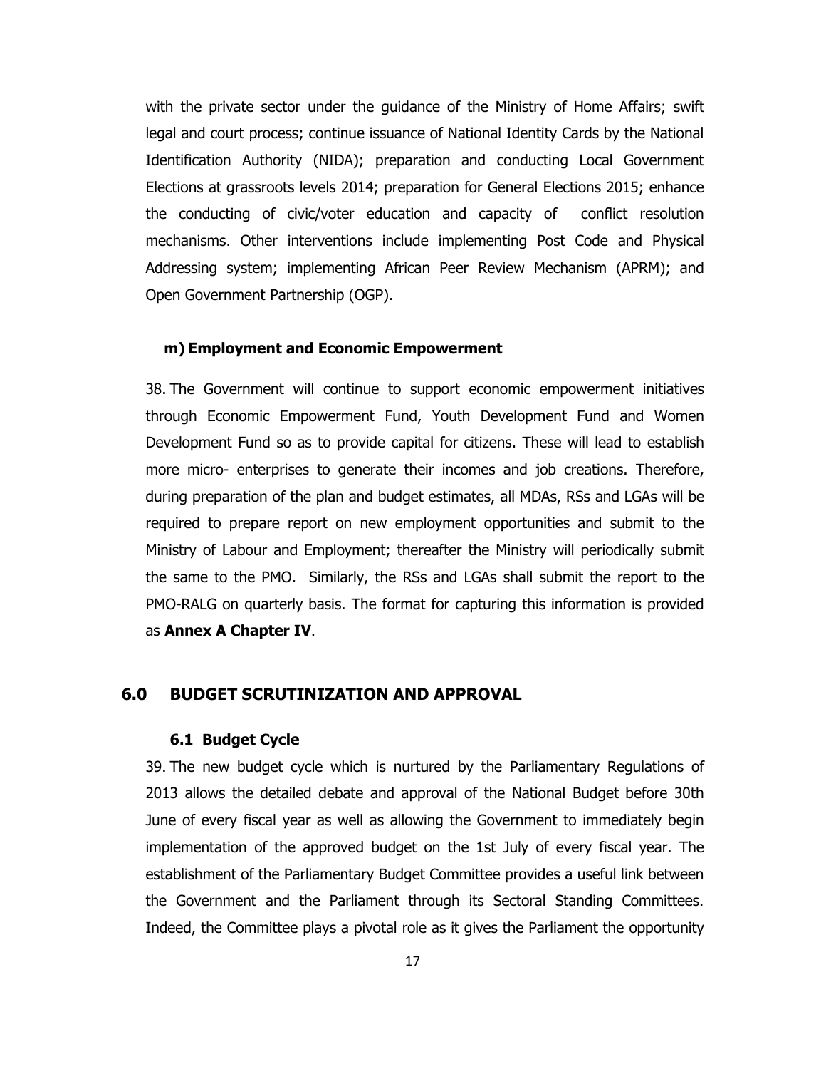with the private sector under the guidance of the Ministry of Home Affairs; swift legal and court process; continue issuance of National Identity Cards by the National Identification Authority (NIDA); preparation and conducting Local Government Elections at grassroots levels 2014; preparation for General Elections 2015; enhance the conducting of civic/voter education and capacity of conflict resolution mechanisms. Other interventions include implementing Post Code and Physical Addressing system; implementing African Peer Review Mechanism (APRM); and Open Government Partnership (OGP).

#### m) Employment and Economic Empowerment

38. The Government will continue to support economic empowerment initiatives through Economic Empowerment Fund, Youth Development Fund and Women Development Fund so as to provide capital for citizens. These will lead to establish more micro- enterprises to generate their incomes and job creations. Therefore, during preparation of the plan and budget estimates, all MDAs, RSs and LGAs will be required to prepare report on new employment opportunities and submit to the Ministry of Labour and Employment; thereafter the Ministry will periodically submit the same to the PMO. Similarly, the RSs and LGAs shall submit the report to the PMO-RALG on quarterly basis. The format for capturing this information is provided as **Annex A Chapter IV**.

## 6.0 BUDGET SCRUTINIZATION AND APPROVAL

### 6.1 Budget Cycle

39. The new budget cycle which is nurtured by the Parliamentary Regulations of 2013 allows the detailed debate and approval of the National Budget before 30th June of every fiscal year as well as allowing the Government to immediately begin implementation of the approved budget on the 1st July of every fiscal year. The establishment of the Parliamentary Budget Committee provides a useful link between the Government and the Parliament through its Sectoral Standing Committees. Indeed, the Committee plays a pivotal role as it gives the Parliament the opportunity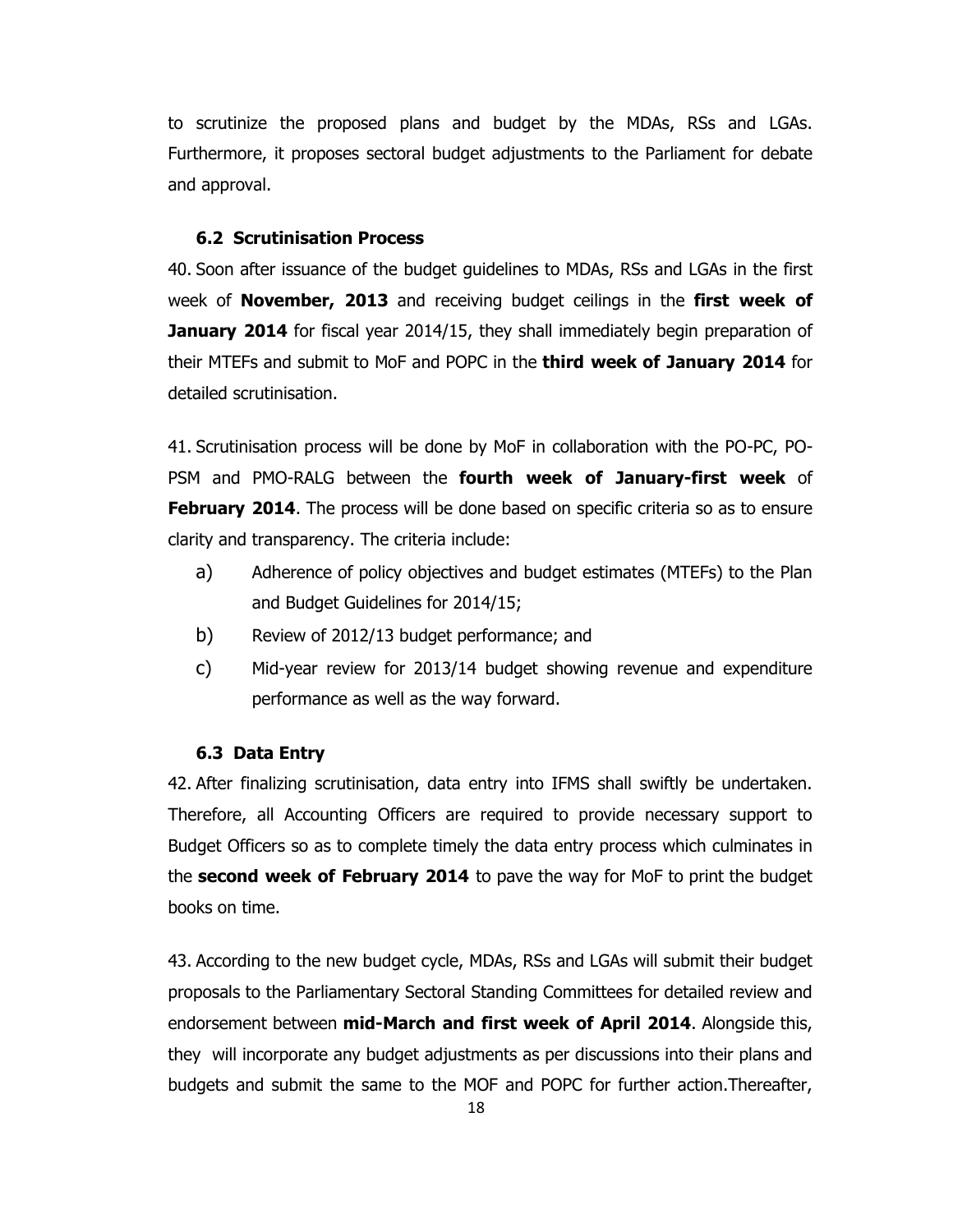to scrutinize the proposed plans and budget by the MDAs, RSs and LGAs. Furthermore, it proposes sectoral budget adjustments to the Parliament for debate and approval.

### 6.2 Scrutinisation Process

40. Soon after issuance of the budget guidelines to MDAs, RSs and LGAs in the first week of **November, 2013** and receiving budget ceilings in the **first week of January 2014** for fiscal year 2014/15, they shall immediately begin preparation of their MTEFs and submit to MoF and POPC in the **third week of January 2014** for detailed scrutinisation.

41. Scrutinisation process will be done by MoF in collaboration with the PO-PC, PO-PSM and PMO-RALG between the **fourth week of January-first week** of **February 2014**. The process will be done based on specific criteria so as to ensure clarity and transparency. The criteria include:

a) Adherence of policy objectives and budget estimates (MTEFs) to the Plan and Budget Guidelines for 2014/15;

b) Review of 2012/13 budget performance; and

c) Mid-year review for 2013/14 budget showing revenue and expenditure performance as well as the way forward.

### 6.3 Data Entry

42. After finalizing scrutinisation, data entry into IFMS shall swiftly be undertaken. Therefore, all Accounting Officers are required to provide necessary support to Budget Officers so as to complete timely the data entry process which culminates in the **second week of February 2014** to pave the way for MoF to print the budget books on time.

43. According to the new budget cycle, MDAs, RSs and LGAs will submit their budget proposals to the Parliamentary Sectoral Standing Committees for detailed review and endorsement between **mid-March and first week of April 2014**. Alongside this, they will incorporate any budget adjustments as per discussions into their plans and budgets and submit the same to the MOF and POPC for further action.Thereafter,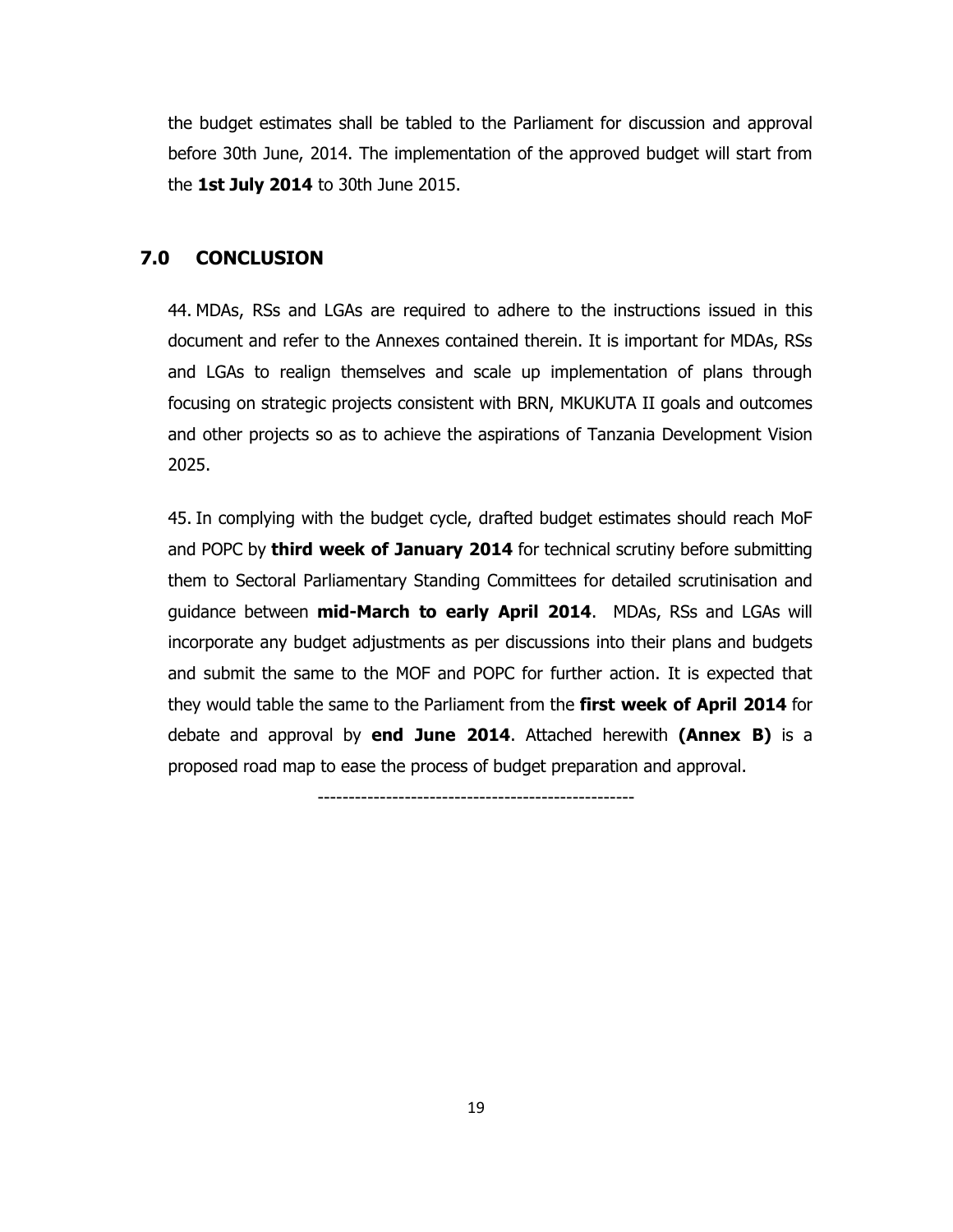the budget estimates shall be tabled to the Parliament for discussion and approval before 30th June, 2014. The implementation of the approved budget will start from the **1st July 2014** to 30th June 2015.

## 7.0 CONCLUSION

44. MDAs, RSs and LGAs are required to adhere to the instructions issued in this document and refer to the Annexes contained therein. It is important for MDAs, RSs and LGAs to realign themselves and scale up implementation of plans through focusing on strategic projects consistent with BRN, MKUKUTA II goals and outcomes and other projects so as to achieve the aspirations of Tanzania Development Vision 2025.

45. In complying with the budget cycle, drafted budget estimates should reach MoF and POPC by **third week of January 2014** for technical scrutiny before submitting them to Sectoral Parliamentary Standing Committees for detailed scrutinisation and guidance between **mid-March to early April 2014**. MDAs, RSs and LGAs will incorporate any budget adjustments as per discussions into their plans and budgets and submit the same to the MOF and POPC for further action. It is expected that they would table the same to the Parliament from the **first week of April 2014** for debate and approval by **end June 2014**. Attached herewith **(Annex B)** is a proposed road map to ease the process of budget preparation and approval.

---------------------------------------------------